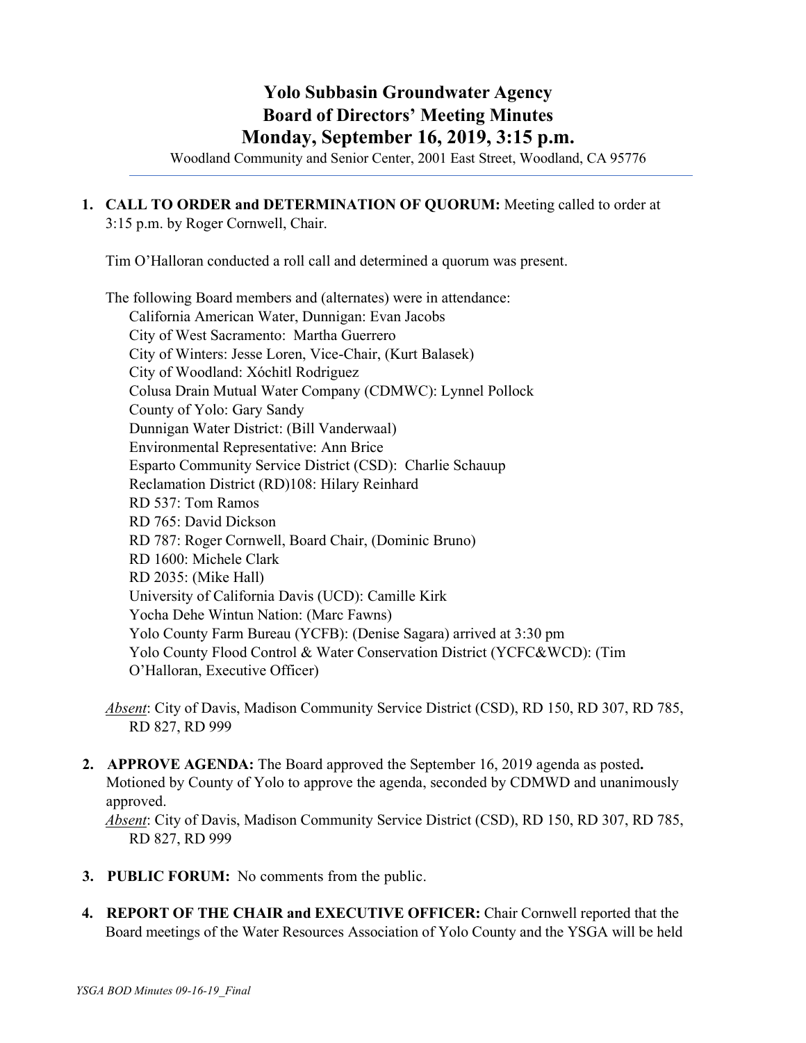# Yolo Subbasin Groundwater Agency
# Board of Directors' Meeting Minutes
# Monday, September 16, 2019, 3:15 p.m.

Woodland Community and Senior Center, 2001 East Street, Woodland, CA 95776

1. **CALL TO ORDER and DETERMINATION OF QUORUM:** Meeting called to order at 3:15 p.m. by Roger Cornwell, Chair.

   Tim O'Halloran conducted a roll call and determined a quorum was present.

   The following Board members and (alternates) were in attendance:
   - California American Water, Dunnigan: Evan Jacobs
   - City of West Sacramento: Martha Guerrero
   - City of Winters: Jesse Loren, Vice-Chair, (Kurt Balasek)
   - City of Woodland: Xóchitl Rodriguez
   - Colusa Drain Mutual Water Company (CDMWC): Lynnel Pollock
   - County of Yolo: Gary Sandy
   - Dunnigan Water District: (Bill Vanderwaal)
   - Environmental Representative: Ann Brice
   - Esparto Community Service District (CSD): Charlie Schauup
   - Reclamation District (RD)108: Hilary Reinhard
   - RD 537: Tom Ramos
   - RD 765: David Dickson
   - RD 787: Roger Cornwell, Board Chair, (Dominic Bruno)
   - RD 1600: Michele Clark
   - RD 2035: (Mike Hall)
   - University of California Davis (UCD): Camille Kirk
   - Yocha Dehe Wintun Nation: (Marc Fawns)
   - Yolo County Farm Bureau (YCFB): (Denise Sagara) arrived at 3:30 pm
   - Yolo County Flood Control & Water Conservation District (YCFC&WCD): (Tim O'Halloran, Executive Officer)

   *Absent*: City of Davis, Madison Community Service District (CSD), RD 150, RD 307, RD 785, RD 827, RD 999

2. **APPROVE AGENDA:** The Board approved the September 16, 2019 agenda as posted**.** Motioned by County of Yolo to approve the agenda, seconded by CDMWD and unanimously approved.
   *Absent*: City of Davis, Madison Community Service District (CSD), RD 150, RD 307, RD 785, RD 827, RD 999

3. **PUBLIC FORUM:** No comments from the public.

4. **REPORT OF THE CHAIR and EXECUTIVE OFFICER:** Chair Cornwell reported that the Board meetings of the Water Resources Association of Yolo County and the YSGA will be held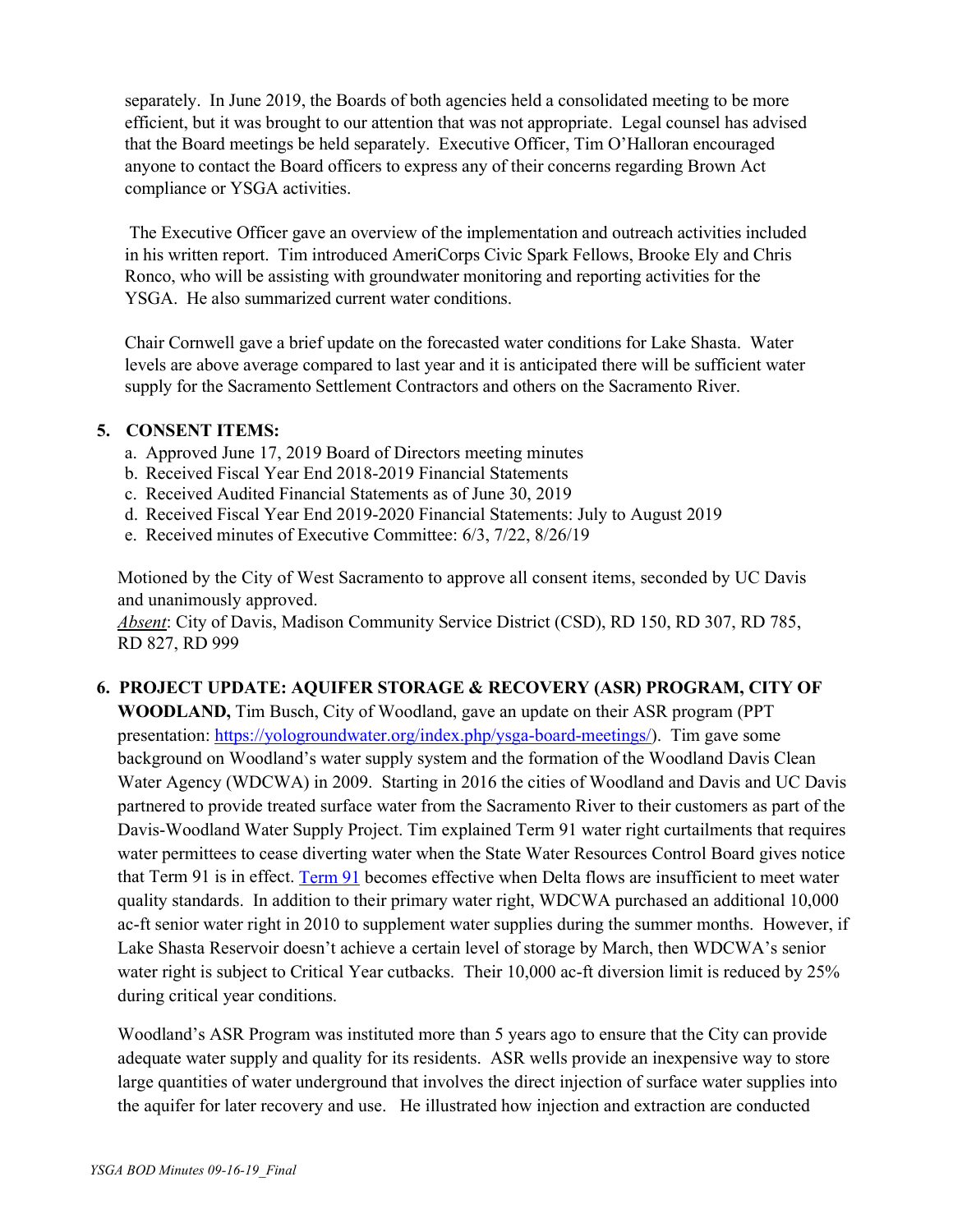separately. In June 2019, the Boards of both agencies held a consolidated meeting to be more efficient, but it was brought to our attention that was not appropriate. Legal counsel has advised that the Board meetings be held separately. Executive Officer, Tim O'Halloran encouraged anyone to contact the Board officers to express any of their concerns regarding Brown Act compliance or YSGA activities.

The Executive Officer gave an overview of the implementation and outreach activities included in his written report. Tim introduced AmeriCorps Civic Spark Fellows, Brooke Ely and Chris Ronco, who will be assisting with groundwater monitoring and reporting activities for the YSGA. He also summarized current water conditions.

Chair Cornwell gave a brief update on the forecasted water conditions for Lake Shasta. Water levels are above average compared to last year and it is anticipated there will be sufficient water supply for the Sacramento Settlement Contractors and others on the Sacramento River.

**5. CONSENT ITEMS:**

a. Approved June 17, 2019 Board of Directors meeting minutes
b. Received Fiscal Year End 2018-2019 Financial Statements
c. Received Audited Financial Statements as of June 30, 2019
d. Received Fiscal Year End 2019-2020 Financial Statements: July to August 2019
e. Received minutes of Executive Committee: 6/3, 7/22, 8/26/19

Motioned by the City of West Sacramento to approve all consent items, seconded by UC Davis and unanimously approved.
*Absent*: City of Davis, Madison Community Service District (CSD), RD 150, RD 307, RD 785, RD 827, RD 999

**6. PROJECT UPDATE: AQUIFER STORAGE & RECOVERY (ASR) PROGRAM, CITY OF WOODLAND,** Tim Busch, City of Woodland, gave an update on their ASR program (PPT presentation: https://yologroundwater.org/index.php/ysga-board-meetings/). Tim gave some background on Woodland's water supply system and the formation of the Woodland Davis Clean Water Agency (WDCWA) in 2009. Starting in 2016 the cities of Woodland and Davis and UC Davis partnered to provide treated surface water from the Sacramento River to their customers as part of the Davis-Woodland Water Supply Project. Tim explained Term 91 water right curtailments that requires water permittees to cease diverting water when the State Water Resources Control Board gives notice that Term 91 is in effect. Term 91 becomes effective when Delta flows are insufficient to meet water quality standards. In addition to their primary water right, WDCWA purchased an additional 10,000 ac-ft senior water right in 2010 to supplement water supplies during the summer months. However, if Lake Shasta Reservoir doesn't achieve a certain level of storage by March, then WDCWA's senior water right is subject to Critical Year cutbacks. Their 10,000 ac-ft diversion limit is reduced by 25% during critical year conditions.

Woodland's ASR Program was instituted more than 5 years ago to ensure that the City can provide adequate water supply and quality for its residents. ASR wells provide an inexpensive way to store large quantities of water underground that involves the direct injection of surface water supplies into the aquifer for later recovery and use. He illustrated how injection and extraction are conducted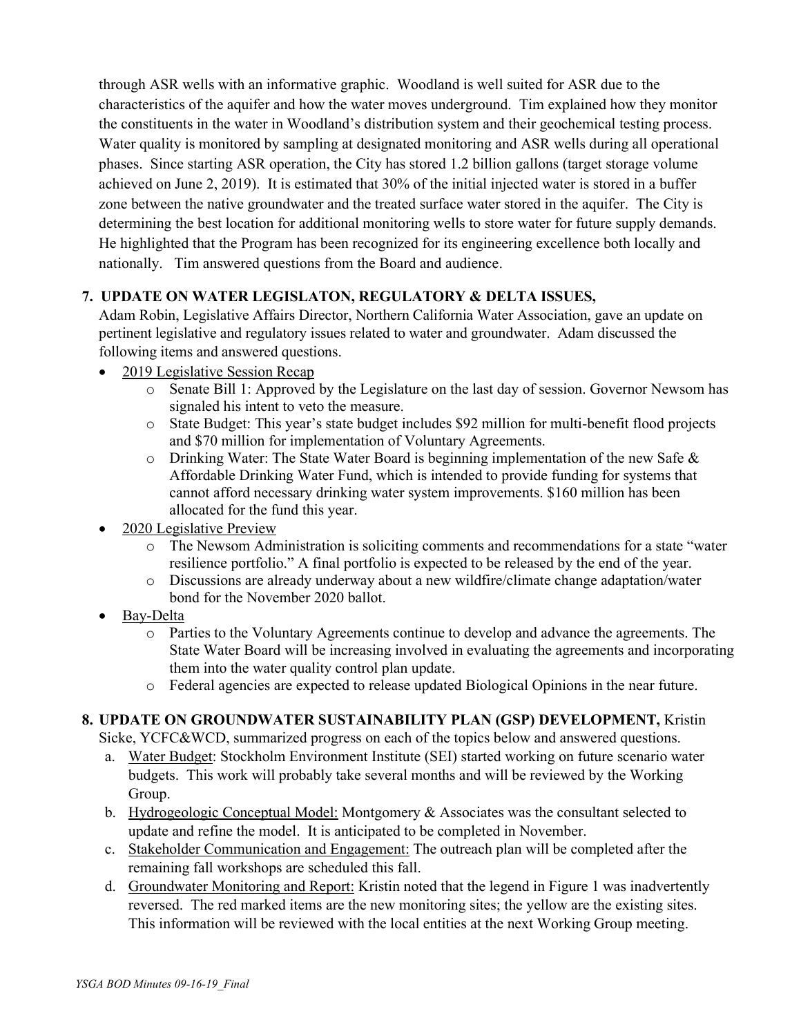through ASR wells with an informative graphic. Woodland is well suited for ASR due to the characteristics of the aquifer and how the water moves underground. Tim explained how they monitor the constituents in the water in Woodland's distribution system and their geochemical testing process. Water quality is monitored by sampling at designated monitoring and ASR wells during all operational phases. Since starting ASR operation, the City has stored 1.2 billion gallons (target storage volume achieved on June 2, 2019). It is estimated that 30% of the initial injected water is stored in a buffer zone between the native groundwater and the treated surface water stored in the aquifer. The City is determining the best location for additional monitoring wells to store water for future supply demands. He highlighted that the Program has been recognized for its engineering excellence both locally and nationally. Tim answered questions from the Board and audience.

**7. UPDATE ON WATER LEGISLATON, REGULATORY & DELTA ISSUES,**
Adam Robin, Legislative Affairs Director, Northern California Water Association, gave an update on pertinent legislative and regulatory issues related to water and groundwater. Adam discussed the following items and answered questions.

- 2019 Legislative Session Recap
  - Senate Bill 1: Approved by the Legislature on the last day of session. Governor Newsom has signaled his intent to veto the measure.
  - State Budget: This year's state budget includes $92 million for multi-benefit flood projects and $70 million for implementation of Voluntary Agreements.
  - Drinking Water: The State Water Board is beginning implementation of the new Safe & Affordable Drinking Water Fund, which is intended to provide funding for systems that cannot afford necessary drinking water system improvements. $160 million has been allocated for the fund this year.
- 2020 Legislative Preview
  - The Newsom Administration is soliciting comments and recommendations for a state "water resilience portfolio." A final portfolio is expected to be released by the end of the year.
  - Discussions are already underway about a new wildfire/climate change adaptation/water bond for the November 2020 ballot.
- Bay-Delta
  - Parties to the Voluntary Agreements continue to develop and advance the agreements. The State Water Board will be increasing involved in evaluating the agreements and incorporating them into the water quality control plan update.
  - Federal agencies are expected to release updated Biological Opinions in the near future.

**8. UPDATE ON GROUNDWATER SUSTAINABILITY PLAN (GSP) DEVELOPMENT,** Kristin Sicke, YCFC&WCD, summarized progress on each of the topics below and answered questions.

a. Water Budget: Stockholm Environment Institute (SEI) started working on future scenario water budgets. This work will probably take several months and will be reviewed by the Working Group.

b. Hydrogeologic Conceptual Model: Montgomery & Associates was the consultant selected to update and refine the model. It is anticipated to be completed in November.

c. Stakeholder Communication and Engagement: The outreach plan will be completed after the remaining fall workshops are scheduled this fall.

d. Groundwater Monitoring and Report: Kristin noted that the legend in Figure 1 was inadvertently reversed. The red marked items are the new monitoring sites; the yellow are the existing sites. This information will be reviewed with the local entities at the next Working Group meeting.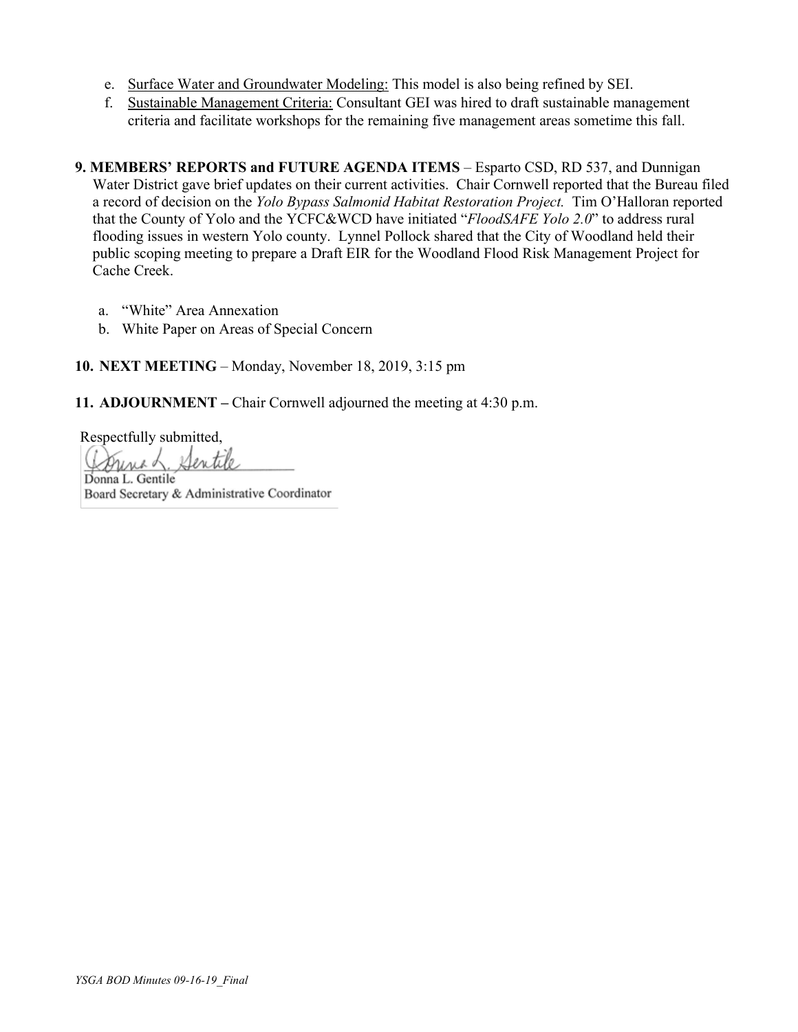e. Surface Water and Groundwater Modeling: This model is also being refined by SEI.
f. Sustainable Management Criteria: Consultant GEI was hired to draft sustainable management criteria and facilitate workshops for the remaining five management areas sometime this fall.

**9. MEMBERS' REPORTS and FUTURE AGENDA ITEMS** – Esparto CSD, RD 537, and Dunnigan Water District gave brief updates on their current activities. Chair Cornwell reported that the Bureau filed a record of decision on the *Yolo Bypass Salmonid Habitat Restoration Project.* Tim O'Halloran reported that the County of Yolo and the YCFC&WCD have initiated "*FloodSAFE Yolo 2.0*" to address rural flooding issues in western Yolo county. Lynnel Pollock shared that the City of Woodland held their public scoping meeting to prepare a Draft EIR for the Woodland Flood Risk Management Project for Cache Creek.

a. "White" Area Annexation
b. White Paper on Areas of Special Concern

**10. NEXT MEETING** – Monday, November 18, 2019, 3:15 pm

**11. ADJOURNMENT –** Chair Cornwell adjourned the meeting at 4:30 p.m.

Respectfully submitted,

Donna L. Gentile
Board Secretary & Administrative Coordinator